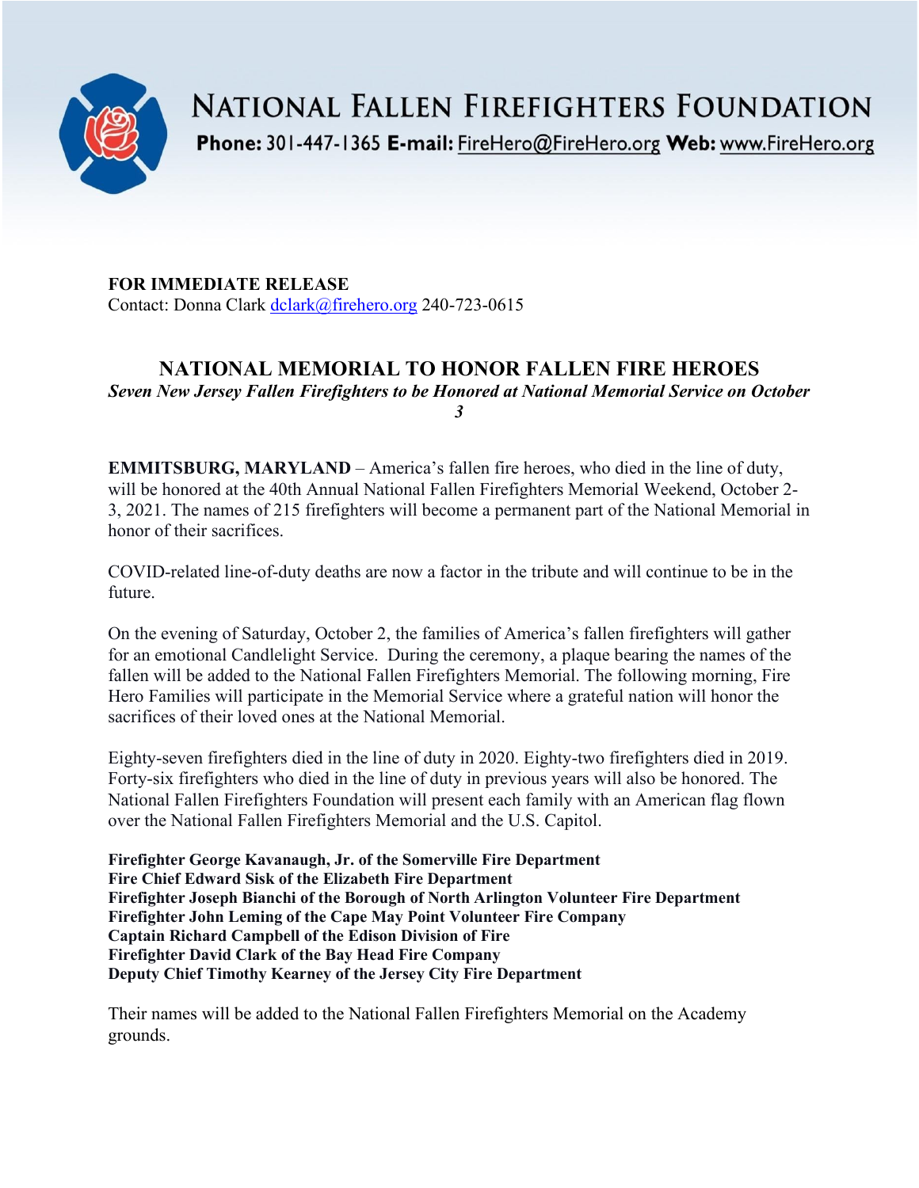# NATIONAL FALLEN FIREFIGHTERS FOUNDATION

**Phone:** 301-447-1365 **E-mail:** FireHero@FireHero.org **Web:** www.FireHero.org

**FOR IMMEDIATE RELEASE**
Contact: Donna Clark dclark@firehero.org 240-723-0615

## NATIONAL MEMORIAL TO HONOR FALLEN FIRE HEROES

***Seven New Jersey Fallen Firefighters to be Honored at National Memorial Service on October 3***

**EMMITSBURG, MARYLAND** – America's fallen fire heroes, who died in the line of duty, will be honored at the 40th Annual National Fallen Firefighters Memorial Weekend, October 2-3, 2021. The names of 215 firefighters will become a permanent part of the National Memorial in honor of their sacrifices.

COVID-related line-of-duty deaths are now a factor in the tribute and will continue to be in the future.

On the evening of Saturday, October 2, the families of America's fallen firefighters will gather for an emotional Candlelight Service. During the ceremony, a plaque bearing the names of the fallen will be added to the National Fallen Firefighters Memorial. The following morning, Fire Hero Families will participate in the Memorial Service where a grateful nation will honor the sacrifices of their loved ones at the National Memorial.

Eighty-seven firefighters died in the line of duty in 2020. Eighty-two firefighters died in 2019. Forty-six firefighters who died in the line of duty in previous years will also be honored. The National Fallen Firefighters Foundation will present each family with an American flag flown over the National Fallen Firefighters Memorial and the U.S. Capitol.

**Firefighter George Kavanaugh, Jr. of the Somerville Fire Department**
**Fire Chief Edward Sisk of the Elizabeth Fire Department**
**Firefighter Joseph Bianchi of the Borough of North Arlington Volunteer Fire Department**
**Firefighter John Leming of the Cape May Point Volunteer Fire Company**
**Captain Richard Campbell of the Edison Division of Fire**
**Firefighter David Clark of the Bay Head Fire Company**
**Deputy Chief Timothy Kearney of the Jersey City Fire Department**

Their names will be added to the National Fallen Firefighters Memorial on the Academy grounds.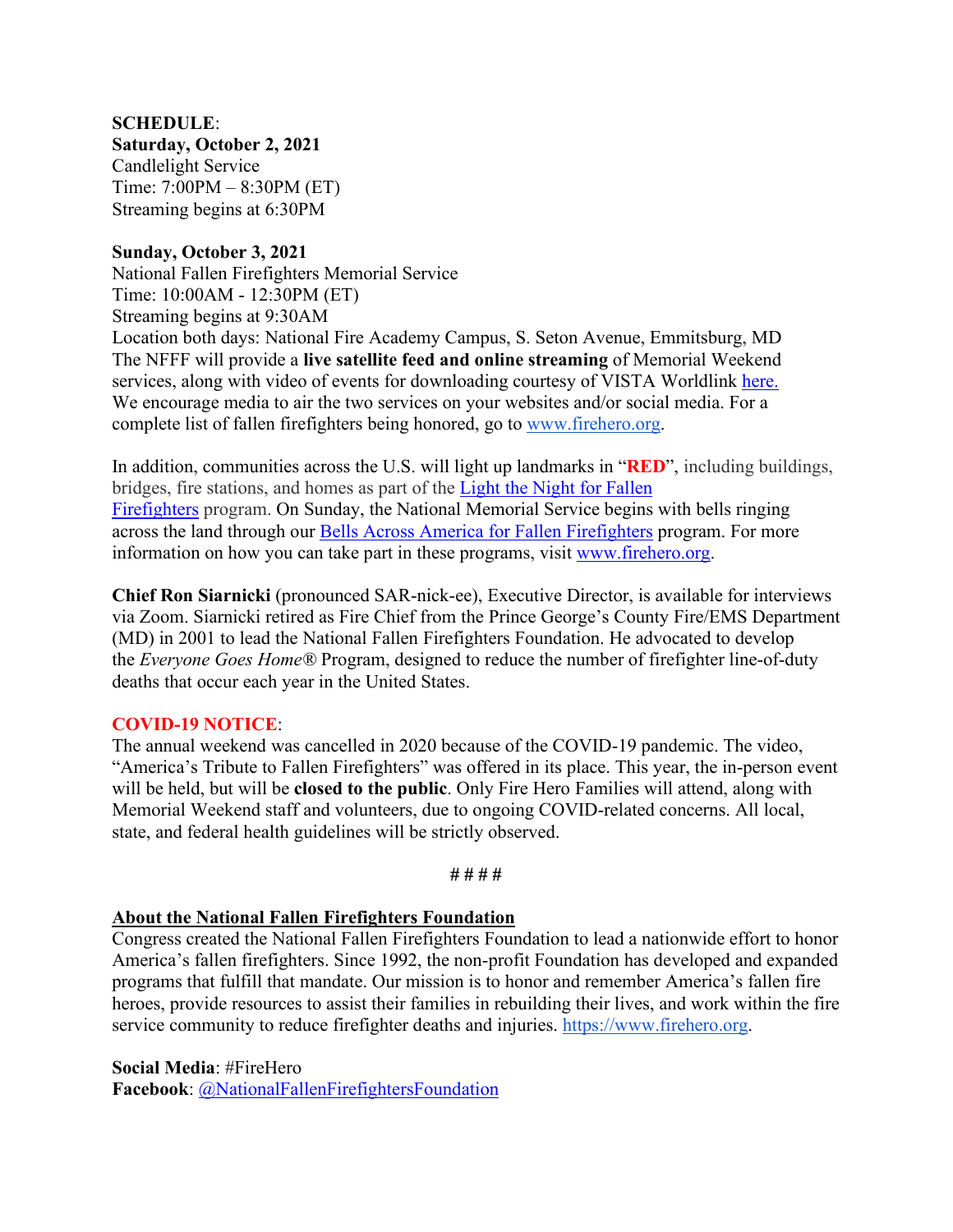**SCHEDULE**:
**Saturday, October 2, 2021**
Candlelight Service
Time: 7:00PM – 8:30PM (ET)
Streaming begins at 6:30PM

**Sunday, October 3, 2021**
National Fallen Firefighters Memorial Service
Time: 10:00AM - 12:30PM (ET)
Streaming begins at 9:30AM
Location both days: National Fire Academy Campus, S. Seton Avenue, Emmitsburg, MD
The NFFF will provide a **live satellite feed and online streaming** of Memorial Weekend services, along with video of events for downloading courtesy of VISTA Worldlink here. We encourage media to air the two services on your websites and/or social media. For a complete list of fallen firefighters being honored, go to www.firehero.org.

In addition, communities across the U.S. will light up landmarks in "**RED**", including buildings, bridges, fire stations, and homes as part of the Light the Night for Fallen Firefighters program. On Sunday, the National Memorial Service begins with bells ringing across the land through our Bells Across America for Fallen Firefighters program. For more information on how you can take part in these programs, visit www.firehero.org.

**Chief Ron Siarnicki** (pronounced SAR-nick-ee), Executive Director, is available for interviews via Zoom. Siarnicki retired as Fire Chief from the Prince George's County Fire/EMS Department (MD) in 2001 to lead the National Fallen Firefighters Foundation. He advocated to develop the *Everyone Goes Home*® Program, designed to reduce the number of firefighter line-of-duty deaths that occur each year in the United States.

**COVID-19 NOTICE**:
The annual weekend was cancelled in 2020 because of the COVID-19 pandemic. The video, "America's Tribute to Fallen Firefighters" was offered in its place. This year, the in-person event will be held, but will be **closed to the public**. Only Fire Hero Families will attend, along with Memorial Weekend staff and volunteers, due to ongoing COVID-related concerns. All local, state, and federal health guidelines will be strictly observed.

# # # #

**About the National Fallen Firefighters Foundation**
Congress created the National Fallen Firefighters Foundation to lead a nationwide effort to honor America's fallen firefighters. Since 1992, the non-profit Foundation has developed and expanded programs that fulfill that mandate. Our mission is to honor and remember America's fallen fire heroes, provide resources to assist their families in rebuilding their lives, and work within the fire service community to reduce firefighter deaths and injuries. https://www.firehero.org.

**Social Media**: #FireHero
**Facebook**: @NationalFallenFirefightersFoundation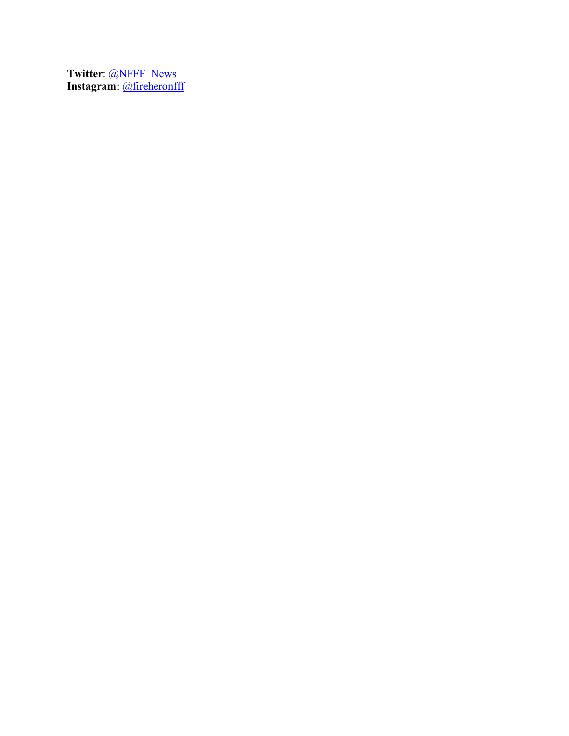**Twitter**: [@NFFF_News](https://twitter.com/NFFF_News)
**Instagram**: [@fireheronfff](https://instagram.com/fireheronfff)